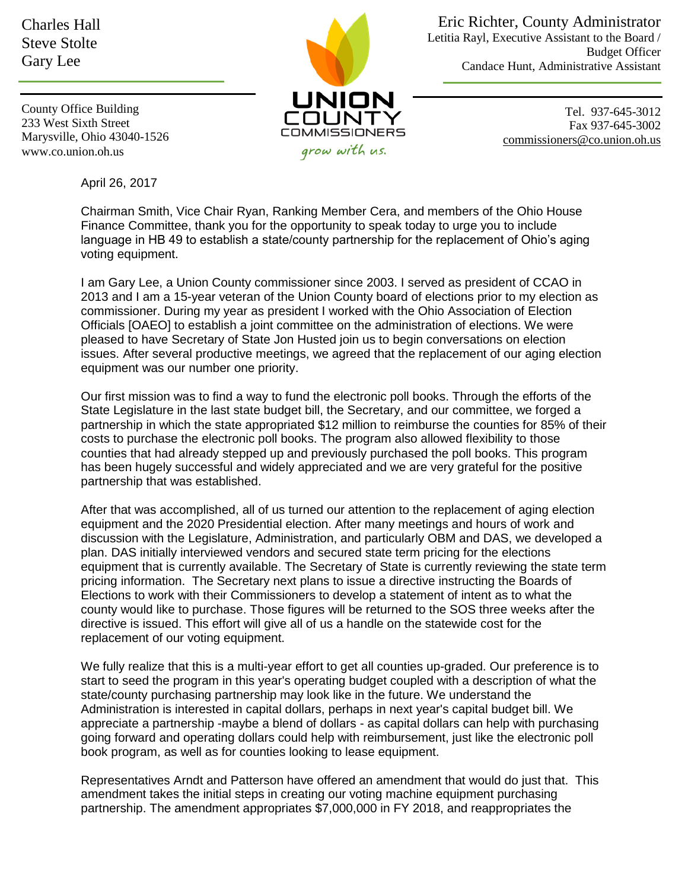Charles Hall
Steve Stolte
Gary Lee

County Office Building
233 West Sixth Street
Marysville, Ohio 43040-1526
www.co.union.oh.us

UNION COUNTY COMMISSIONERS
grow with us.

Eric Richter, County Administrator
Letitia Rayl, Executive Assistant to the Board / Budget Officer
Candace Hunt, Administrative Assistant

Tel. 937-645-3012
Fax 937-645-3002
commissioners@co.union.oh.us

April 26, 2017

Chairman Smith, Vice Chair Ryan, Ranking Member Cera, and members of the Ohio House Finance Committee, thank you for the opportunity to speak today to urge you to include language in HB 49 to establish a state/county partnership for the replacement of Ohio's aging voting equipment.

I am Gary Lee, a Union County commissioner since 2003. I served as president of CCAO in 2013 and I am a 15-year veteran of the Union County board of elections prior to my election as commissioner. During my year as president I worked with the Ohio Association of Election Officials [OAEO] to establish a joint committee on the administration of elections. We were pleased to have Secretary of State Jon Husted join us to begin conversations on election issues. After several productive meetings, we agreed that the replacement of our aging election equipment was our number one priority.

Our first mission was to find a way to fund the electronic poll books. Through the efforts of the State Legislature in the last state budget bill, the Secretary, and our committee, we forged a partnership in which the state appropriated $12 million to reimburse the counties for 85% of their costs to purchase the electronic poll books. The program also allowed flexibility to those counties that had already stepped up and previously purchased the poll books. This program has been hugely successful and widely appreciated and we are very grateful for the positive partnership that was established.

After that was accomplished, all of us turned our attention to the replacement of aging election equipment and the 2020 Presidential election. After many meetings and hours of work and discussion with the Legislature, Administration, and particularly OBM and DAS, we developed a plan. DAS initially interviewed vendors and secured state term pricing for the elections equipment that is currently available. The Secretary of State is currently reviewing the state term pricing information. The Secretary next plans to issue a directive instructing the Boards of Elections to work with their Commissioners to develop a statement of intent as to what the county would like to purchase. Those figures will be returned to the SOS three weeks after the directive is issued. This effort will give all of us a handle on the statewide cost for the replacement of our voting equipment.

We fully realize that this is a multi-year effort to get all counties up-graded. Our preference is to start to seed the program in this year's operating budget coupled with a description of what the state/county purchasing partnership may look like in the future. We understand the Administration is interested in capital dollars, perhaps in next year's capital budget bill. We appreciate a partnership -maybe a blend of dollars - as capital dollars can help with purchasing going forward and operating dollars could help with reimbursement, just like the electronic poll book program, as well as for counties looking to lease equipment.

Representatives Arndt and Patterson have offered an amendment that would do just that. This amendment takes the initial steps in creating our voting machine equipment purchasing partnership. The amendment appropriates $7,000,000 in FY 2018, and reappropriates the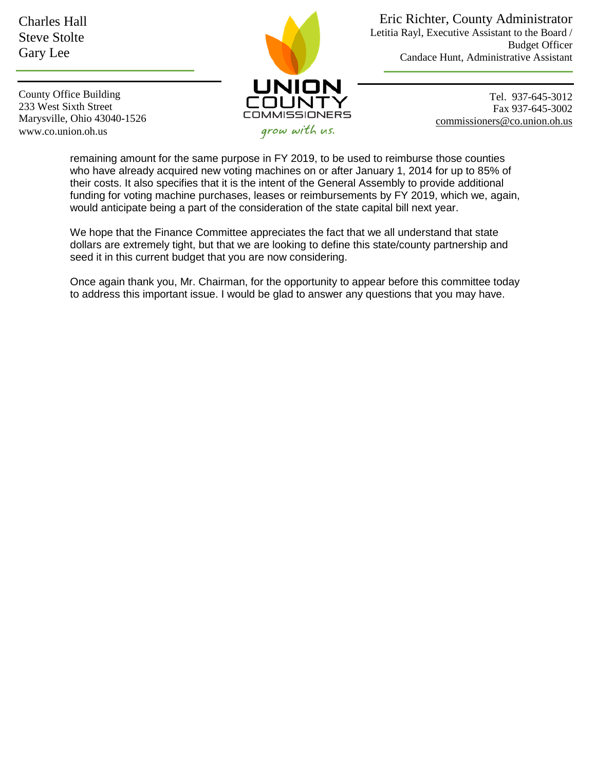Charles Hall
Steve Stolte
Gary Lee

County Office Building
233 West Sixth Street
Marysville, Ohio 43040-1526
www.co.union.oh.us

UNION COUNTY COMMISSIONERS
grow with us.

Eric Richter, County Administrator
Letitia Rayl, Executive Assistant to the Board / Budget Officer
Candace Hunt, Administrative Assistant

Tel. 937-645-3012
Fax 937-645-3002
commissioners@co.union.oh.us

remaining amount for the same purpose in FY 2019, to be used to reimburse those counties who have already acquired new voting machines on or after January 1, 2014 for up to 85% of their costs. It also specifies that it is the intent of the General Assembly to provide additional funding for voting machine purchases, leases or reimbursements by FY 2019, which we, again, would anticipate being a part of the consideration of the state capital bill next year.

We hope that the Finance Committee appreciates the fact that we all understand that state dollars are extremely tight, but that we are looking to define this state/county partnership and seed it in this current budget that you are now considering.

Once again thank you, Mr. Chairman, for the opportunity to appear before this committee today to address this important issue. I would be glad to answer any questions that you may have.